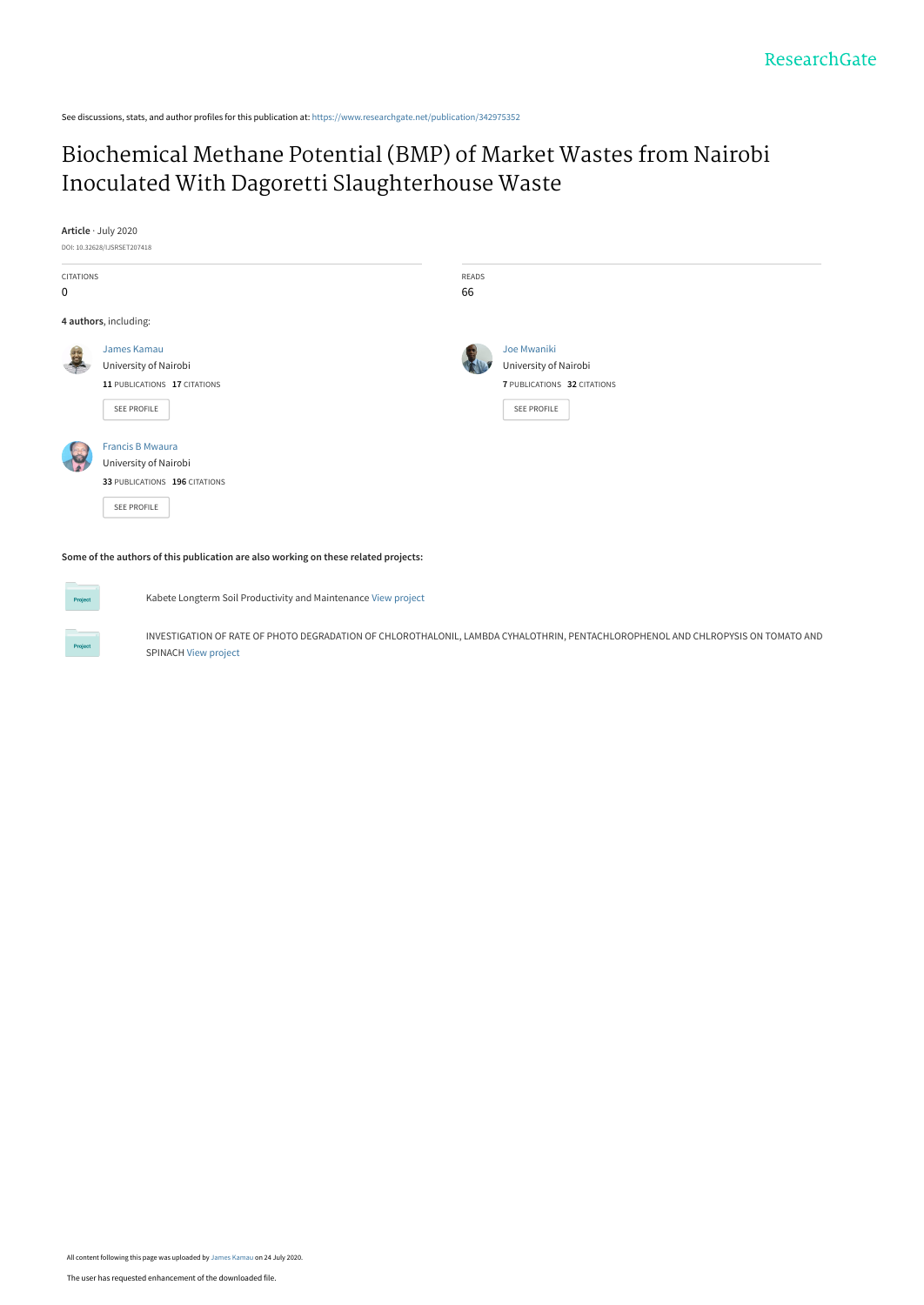See discussions, stats, and author profiles for this publication at: https://www.researchgate.net/publication/342975352

# Biochemical Methane Potential (BMP) of Market Wastes from Nairobi Inoculated With Dagoretti Slaughterhouse Waste

**Article** · July 2020

DOI: 10.32628/IJSRSET207418

| CITATIONS | READS |
|---|---|
| 0 | 66 |

**4 authors**, including:

James Kamau
University of Nairobi
**11** PUBLICATIONS **17** CITATIONS
SEE PROFILE

Joe Mwaniki
University of Nairobi
**7** PUBLICATIONS **32** CITATIONS
SEE PROFILE

Francis B Mwaura
University of Nairobi
**33** PUBLICATIONS **196** CITATIONS
SEE PROFILE

**Some of the authors of this publication are also working on these related projects:**

Kabete Longterm Soil Productivity and Maintenance View project

INVESTIGATION OF RATE OF PHOTO DEGRADATION OF CHLOROTHALONIL, LAMBDA CYHALOTHRIN, PENTACHLOROPHENOL AND CHLROPYSIS ON TOMATO AND SPINACH View project

All content following this page was uploaded by James Kamau on 24 July 2020.

The user has requested enhancement of the downloaded file.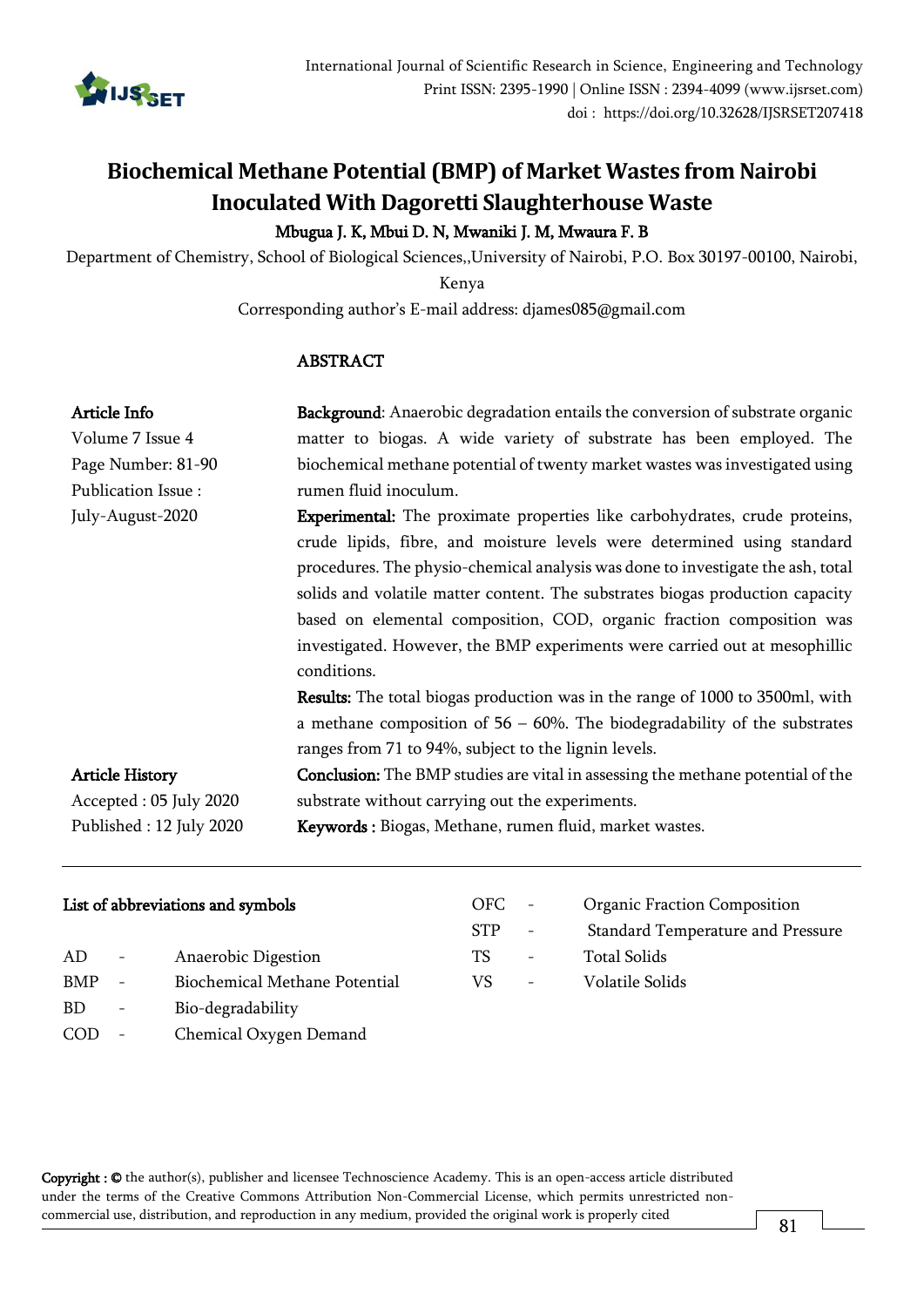# Biochemical Methane Potential (BMP) of Market Wastes from Nairobi Inoculated With Dagoretti Slaughterhouse Waste

**Mbugua J. K, Mbui D. N, Mwaniki J. M, Mwaura F. B**

Department of Chemistry, School of Biological Sciences,,University of Nairobi, P.O. Box 30197-00100, Nairobi, Kenya

Corresponding author's E-mail address: djames085@gmail.com

## ABSTRACT

**Article Info**

Volume 7 Issue 4

Page Number: 81-90

Publication Issue : July-August-2020

**Article History**

Accepted : 05 July 2020

Published : 12 July 2020

**Background**: Anaerobic degradation entails the conversion of substrate organic matter to biogas. A wide variety of substrate has been employed. The biochemical methane potential of twenty market wastes was investigated using rumen fluid inoculum.

**Experimental:** The proximate properties like carbohydrates, crude proteins, crude lipids, fibre, and moisture levels were determined using standard procedures. The physio-chemical analysis was done to investigate the ash, total solids and volatile matter content. The substrates biogas production capacity based on elemental composition, COD, organic fraction composition was investigated. However, the BMP experiments were carried out at mesophillic conditions.

**Results:** The total biogas production was in the range of 1000 to 3500ml, with a methane composition of 56 – 60%. The biodegradability of the substrates ranges from 71 to 94%, subject to the lignin levels.

**Conclusion:** The BMP studies are vital in assessing the methane potential of the substrate without carrying out the experiments.

**Keywords :** Biogas, Methane, rumen fluid, market wastes.

---

**List of abbreviations and symbols**

| | | |
|---|---|---|
| AD | - | Anaerobic Digestion |
| BMP | - | Biochemical Methane Potential |
| BD | - | Bio-degradability |
| COD | - | Chemical Oxygen Demand |
| OFC | - | Organic Fraction Composition |
| STP | - | Standard Temperature and Pressure |
| TS | - | Total Solids |
| VS | - | Volatile Solids |

**Copyright :** © the author(s), publisher and licensee Technoscience Academy. This is an open-access article distributed under the terms of the Creative Commons Attribution Non-Commercial License, which permits unrestricted non-commercial use, distribution, and reproduction in any medium, provided the original work is properly cited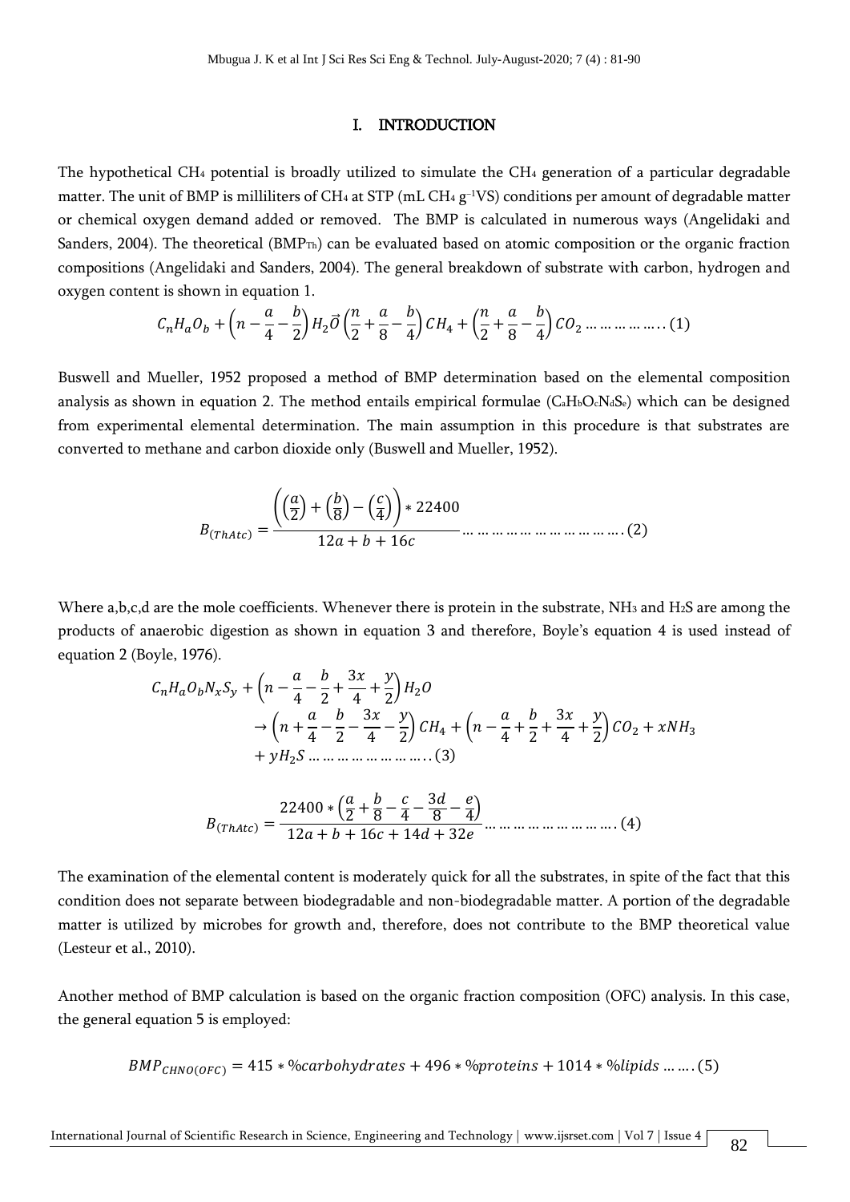## I. INTRODUCTION

The hypothetical $CH_4$ potential is broadly utilized to simulate the $CH_4$ generation of a particular degradable matter. The unit of BMP is milliliters of $CH_4$ at STP (mL $CH_4$ $g^{-1}$VS) conditions per amount of degradable matter or chemical oxygen demand added or removed. The BMP is calculated in numerous ways (Angelidaki and Sanders, 2004). The theoretical ($BMP_{Th}$) can be evaluated based on atomic composition or the organic fraction compositions (Angelidaki and Sanders, 2004). The general breakdown of substrate with carbon, hydrogen and oxygen content is shown in equation 1.

$$C_nH_aO_b + \left(n - \frac{a}{4} - \frac{b}{2}\right) H_2\vec{O} \left(\frac{n}{2} + \frac{a}{8} - \frac{b}{4}\right) CH_4 + \left(\frac{n}{2} + \frac{a}{8} - \frac{b}{4}\right) CO_2 \ldots\ldots\ldots\ldots\ldots (1)$$

Buswell and Mueller, 1952 proposed a method of BMP determination based on the elemental composition analysis as shown in equation 2. The method entails empirical formulae ($C_aH_bO_cN_dS_e$) which can be designed from experimental elemental determination. The main assumption in this procedure is that substrates are converted to methane and carbon dioxide only (Buswell and Mueller, 1952).

$$B_{(ThAtc)} = \frac{\left(\left(\frac{a}{2}\right) + \left(\frac{b}{8}\right) - \left(\frac{c}{4}\right)\right) * 22400}{12a + b + 16c} \ldots\ldots\ldots\ldots\ldots\ldots\ldots\ldots\ldots\ldots\ldots (2)$$

Where a,b,c,d are the mole coefficients. Whenever there is protein in the substrate, $NH_3$ and $H_2S$ are among the products of anaerobic digestion as shown in equation 3 and therefore, Boyle's equation 4 is used instead of equation 2 (Boyle, 1976).

$$C_nH_aO_bN_xS_y + \left(n - \frac{a}{4} - \frac{b}{2} + \frac{3x}{4} + \frac{y}{2}\right) H_2O \rightarrow \left(n + \frac{a}{4} - \frac{b}{2} - \frac{3x}{4} - \frac{y}{2}\right) CH_4 + \left(n - \frac{a}{4} + \frac{b}{2} + \frac{3x}{4} + \frac{y}{2}\right) CO_2 + xNH_3 + yH_2S \ldots\ldots\ldots\ldots\ldots\ldots\ldots\ldots (3)$$

$$B_{(ThAtc)} = \frac{22400 * \left(\frac{a}{2} + \frac{b}{8} - \frac{c}{4} - \frac{3d}{8} - \frac{e}{4}\right)}{12a + b + 16c + 14d + 32e} \ldots\ldots\ldots\ldots\ldots\ldots\ldots\ldots\ldots (4)$$

The examination of the elemental content is moderately quick for all the substrates, in spite of the fact that this condition does not separate between biodegradable and non-biodegradable matter. A portion of the degradable matter is utilized by microbes for growth and, therefore, does not contribute to the BMP theoretical value (Lesteur et al., 2010).

Another method of BMP calculation is based on the organic fraction composition (OFC) analysis. In this case, the general equation 5 is employed:

$$BMP_{CHNO(OFC)} = 415 * \%carbohydrates + 496 * \%proteins + 1014 * \%lipids \ldots\ldots (5)$$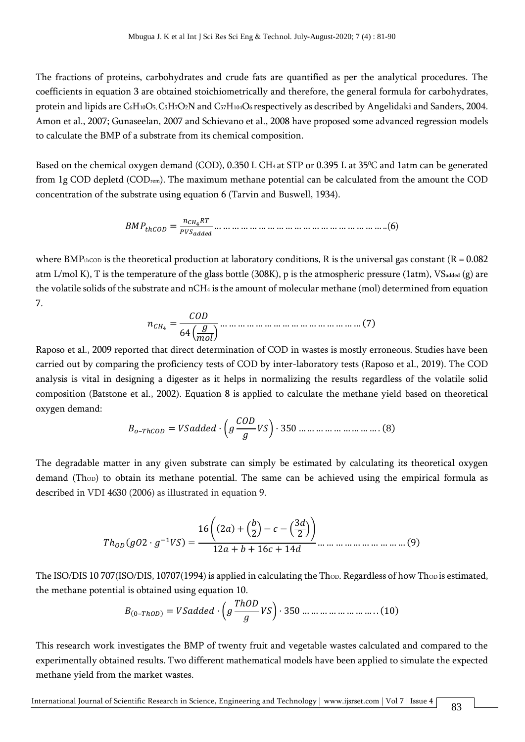The fractions of proteins, carbohydrates and crude fats are quantified as per the analytical procedures. The coefficients in equation 3 are obtained stoichiometrically and therefore, the general formula for carbohydrates, protein and lipids are $C_6H_{10}O_5$, $C_5H_7O_2N$ and $C_{57}H_{104}O_6$ respectively as described by Angelidaki and Sanders, 2004. Amon et al., 2007; Gunaseelan, 2007 and Schievano et al., 2008 have proposed some advanced regression models to calculate the BMP of a substrate from its chemical composition.

Based on the chemical oxygen demand (COD), 0.350 L $CH_4$ at STP or 0.395 L at 35$^0$C and 1atm can be generated from 1g COD depletd ($COD_{rem}$). The maximum methane potential can be calculated from the amount the COD concentration of the substrate using equation 6 (Tarvin and Buswell, 1934).

$$BMP_{thCOD} = \frac{n_{CH_4}RT}{PVS_{added}} \quad (6)$$

where $BMP_{thCOD}$ is the theoretical production at laboratory conditions, R is the universal gas constant (R = 0.082 atm L/mol K), T is the temperature of the glass bottle (308K), p is the atmospheric pressure (1atm), $VS_{added}$ (g) are the volatile solids of the substrate and $nCH_4$ is the amount of molecular methane (mol) determined from equation 7.

$$n_{CH_4} = \frac{COD}{64\left(\frac{g}{mol}\right)} \quad (7)$$

Raposo et al., 2009 reported that direct determination of COD in wastes is mostly erroneous. Studies have been carried out by comparing the proficiency tests of COD by inter-laboratory tests (Raposo et al., 2019). The COD analysis is vital in designing a digester as it helps in normalizing the results regardless of the volatile solid composition (Batstone et al., 2002). Equation 8 is applied to calculate the methane yield based on theoretical oxygen demand:

$$B_{o-ThCOD} = VSadded \cdot \left(g\frac{COD}{g}VS\right) \cdot 350 \quad (8)$$

The degradable matter in any given substrate can simply be estimated by calculating its theoretical oxygen demand ($Th_{OD}$) to obtain its methane potential. The same can be achieved using the empirical formula as described in VDI 4630 (2006) as illustrated in equation 9.

$$Th_{OD}(gO2 \cdot g^{-1}VS) = \frac{16\left((2a) + \left(\frac{b}{2}\right) - c - \left(\frac{3d}{2}\right)\right)}{12a + b + 16c + 14d} \quad (9)$$

The ISO/DIS 10 707(ISO/DIS, 10707(1994) is applied in calculating the $Th_{OD}$. Regardless of how $Th_{OD}$ is estimated, the methane potential is obtained using equation 10.

$$B_{(0-ThOD)} = VSadded \cdot \left(g\frac{ThOD}{g}VS\right) \cdot 350 \quad (10)$$

This research work investigates the BMP of twenty fruit and vegetable wastes calculated and compared to the experimentally obtained results. Two different mathematical models have been applied to simulate the expected methane yield from the market wastes.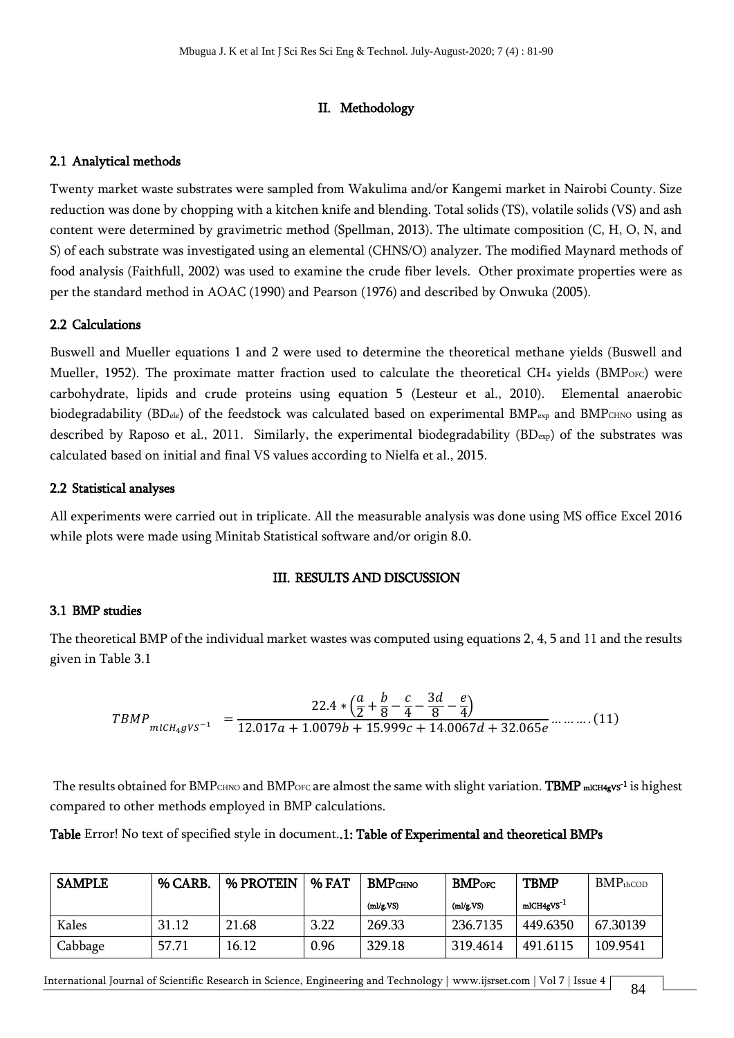## II. Methodology

### 2.1 Analytical methods

Twenty market waste substrates were sampled from Wakulima and/or Kangemi market in Nairobi County. Size reduction was done by chopping with a kitchen knife and blending. Total solids (TS), volatile solids (VS) and ash content were determined by gravimetric method (Spellman, 2013). The ultimate composition (C, H, O, N, and S) of each substrate was investigated using an elemental (CHNS/O) analyzer. The modified Maynard methods of food analysis (Faithfull, 2002) was used to examine the crude fiber levels. Other proximate properties were as per the standard method in AOAC (1990) and Pearson (1976) and described by Onwuka (2005).

### 2.2 Calculations

Buswell and Mueller equations 1 and 2 were used to determine the theoretical methane yields (Buswell and Mueller, 1952). The proximate matter fraction used to calculate the theoretical $CH_4$ yields ($BMP_{OFC}$) were carbohydrate, lipids and crude proteins using equation 5 (Lesteur et al., 2010). Elemental anaerobic biodegradability ($BD_{ele}$) of the feedstock was calculated based on experimental $BMP_{exp}$ and $BMP_{CHNO}$ using as described by Raposo et al., 2011. Similarly, the experimental biodegradability ($BD_{exp}$) of the substrates was calculated based on initial and final VS values according to Nielfa et al., 2015.

### 2.2 Statistical analyses

All experiments were carried out in triplicate. All the measurable analysis was done using MS office Excel 2016 while plots were made using Minitab Statistical software and/or origin 8.0.

## III. RESULTS AND DISCUSSION

### 3.1 BMP studies

The theoretical BMP of the individual market wastes was computed using equations 2, 4, 5 and 11 and the results given in Table 3.1

$$TBMP_{mlCH_4gVS^{-1}} = \frac{22.4 * \left(\frac{a}{2} + \frac{b}{8} - \frac{c}{4} - \frac{3d}{8} - \frac{e}{4}\right)}{12.017a + 1.0079b + 15.999c + 14.0067d + 32.065e} \ldots\ldots\ldots (11)$$

The results obtained for $BMP_{CHNO}$ and $BMP_{OFC}$ are almost the same with slight variation. **TBMP $_{mlCH_4gVS^{-1}}$** is highest compared to other methods employed in BMP calculations.

**Table** Error! No text of specified style in document.**.1: Table of Experimental and theoretical BMPs**

| SAMPLE | % CARB. | % PROTEIN | % FAT | $BMP_{CHNO}$ (ml/g.VS) | $BMP_{OFC}$ (ml/g.VS) | TBMP $mlCH_4gVS^{-1}$ | $BMP_{thCOD}$ |
|---|---|---|---|---|---|---|---|
| Kales | 31.12 | 21.68 | 3.22 | 269.33 | 236.7135 | 449.6350 | 67.30139 |
| Cabbage | 57.71 | 16.12 | 0.96 | 329.18 | 319.4614 | 491.6115 | 109.9541 |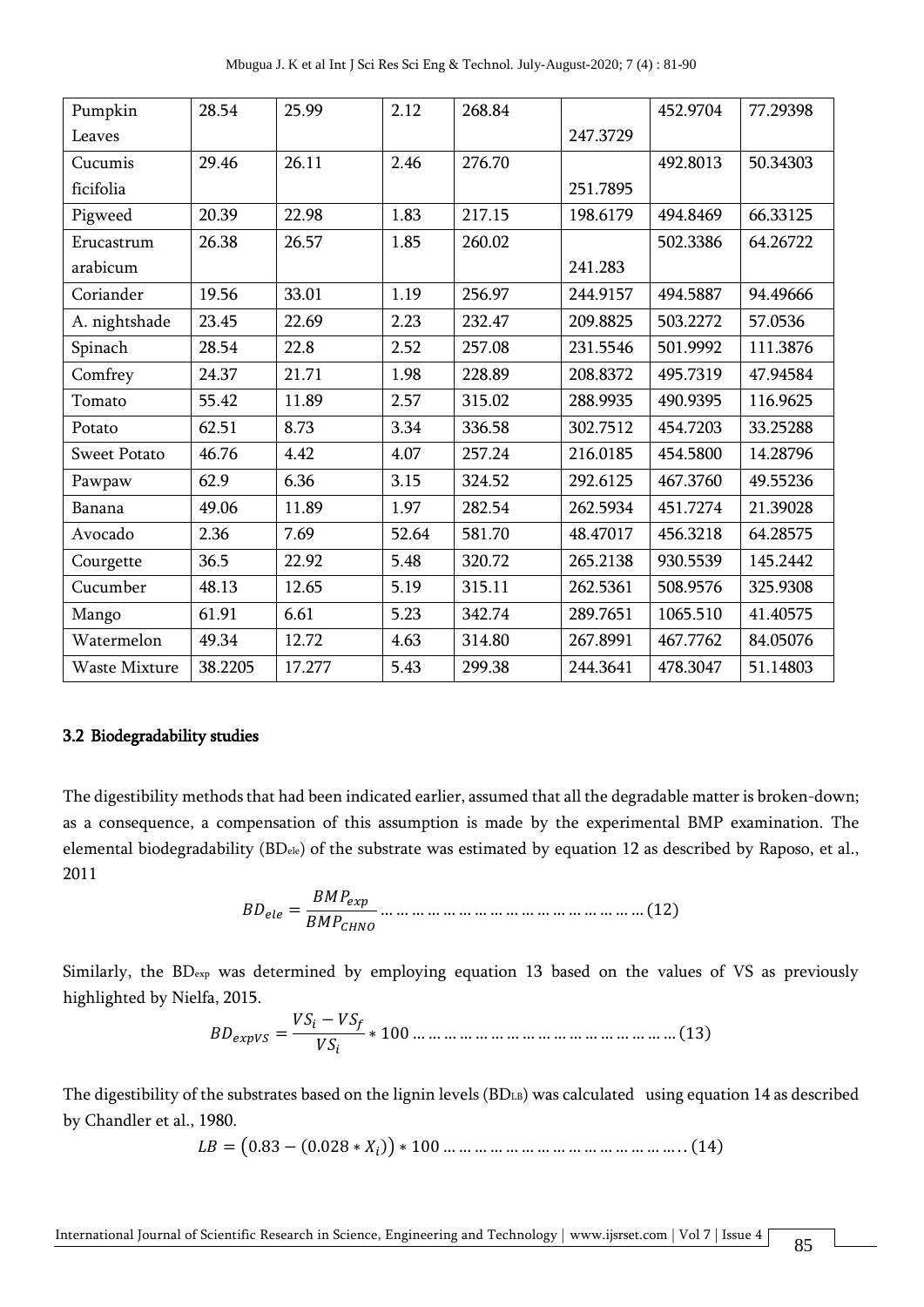| Pumpkin Leaves | 28.54 | 25.99 | 2.12 | 268.84 | 247.3729 | 452.9704 | 77.29398 |
|---|---|---|---|---|---|---|---|
| Cucumis ficifolia | 29.46 | 26.11 | 2.46 | 276.70 | 251.7895 | 492.8013 | 50.34303 |
| Pigweed | 20.39 | 22.98 | 1.83 | 217.15 | 198.6179 | 494.8469 | 66.33125 |
| Erucastrum arabicum | 26.38 | 26.57 | 1.85 | 260.02 | 241.283 | 502.3386 | 64.26722 |
| Coriander | 19.56 | 33.01 | 1.19 | 256.97 | 244.9157 | 494.5887 | 94.49666 |
| A. nightshade | 23.45 | 22.69 | 2.23 | 232.47 | 209.8825 | 503.2272 | 57.0536 |
| Spinach | 28.54 | 22.8 | 2.52 | 257.08 | 231.5546 | 501.9992 | 111.3876 |
| Comfrey | 24.37 | 21.71 | 1.98 | 228.89 | 208.8372 | 495.7319 | 47.94584 |
| Tomato | 55.42 | 11.89 | 2.57 | 315.02 | 288.9935 | 490.9395 | 116.9625 |
| Potato | 62.51 | 8.73 | 3.34 | 336.58 | 302.7512 | 454.7203 | 33.25288 |
| Sweet Potato | 46.76 | 4.42 | 4.07 | 257.24 | 216.0185 | 454.5800 | 14.28796 |
| Pawpaw | 62.9 | 6.36 | 3.15 | 324.52 | 292.6125 | 467.3760 | 49.55236 |
| Banana | 49.06 | 11.89 | 1.97 | 282.54 | 262.5934 | 451.7274 | 21.39028 |
| Avocado | 2.36 | 7.69 | 52.64 | 581.70 | 48.47017 | 456.3218 | 64.28575 |
| Courgette | 36.5 | 22.92 | 5.48 | 320.72 | 265.2138 | 930.5539 | 145.2442 |
| Cucumber | 48.13 | 12.65 | 5.19 | 315.11 | 262.5361 | 508.9576 | 325.9308 |
| Mango | 61.91 | 6.61 | 5.23 | 342.74 | 289.7651 | 1065.510 | 41.40575 |
| Watermelon | 49.34 | 12.72 | 4.63 | 314.80 | 267.8991 | 467.7762 | 84.05076 |
| Waste Mixture | 38.2205 | 17.277 | 5.43 | 299.38 | 244.3641 | 478.3047 | 51.14803 |

### 3.2 Biodegradability studies

The digestibility methods that had been indicated earlier, assumed that all the degradable matter is broken-down; as a consequence, a compensation of this assumption is made by the experimental BMP examination. The elemental biodegradability ($BD_{ele}$) of the substrate was estimated by equation 12 as described by Raposo, et al., 2011

$$BD_{ele} = \frac{BMP_{exp}}{BMP_{CHNO}} \quad (12)$$

Similarly, the $BD_{exp}$ was determined by employing equation 13 based on the values of VS as previously highlighted by Nielfa, 2015.

$$BD_{expVS} = \frac{VS_i - VS_f}{VS_i} * 100 \quad (13)$$

The digestibility of the substrates based on the lignin levels ($BD_{LB}$) was calculated using equation 14 as described by Chandler et al., 1980.

$$LB = \left(0.83 - (0.028 * X_i)\right) * 100 \quad (14)$$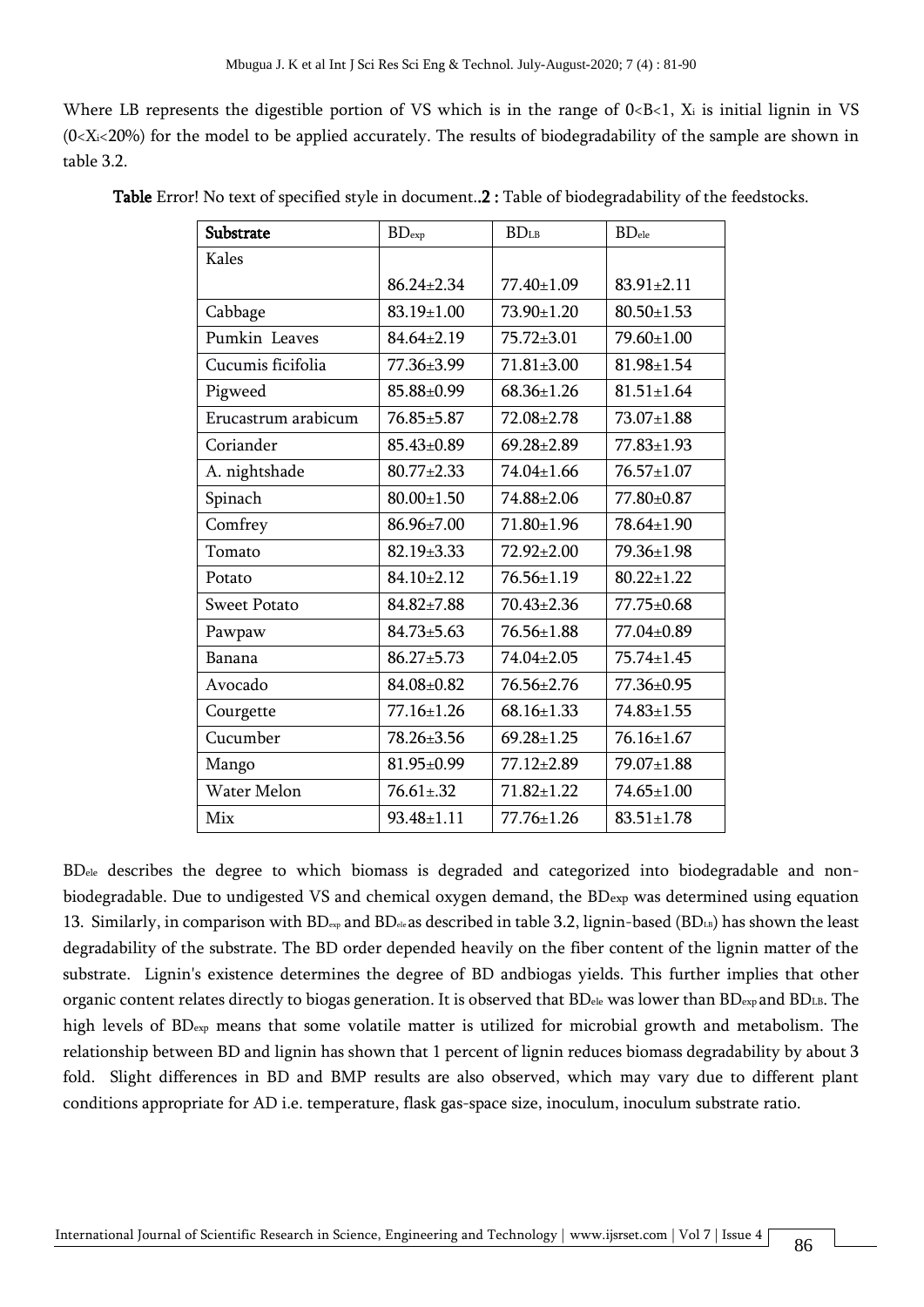Where LB represents the digestible portion of VS which is in the range of 0<B<1, $X_i$ is initial lignin in VS ($0<X_i<20\%$) for the model to be applied accurately. The results of biodegradability of the sample are shown in table 3.2.

**Table** Error! No text of specified style in document..**2 :** Table of biodegradability of the feedstocks.

| Substrate | $BD_{exp}$ | $BD_{LB}$ | $BD_{ele}$ |
|---|---|---|---|
| Kales | 86.24±2.34 | 77.40±1.09 | 83.91±2.11 |
| Cabbage | 83.19±1.00 | 73.90±1.20 | 80.50±1.53 |
| Pumkin Leaves | 84.64±2.19 | 75.72±3.01 | 79.60±1.00 |
| Cucumis ficifolia | 77.36±3.99 | 71.81±3.00 | 81.98±1.54 |
| Pigweed | 85.88±0.99 | 68.36±1.26 | 81.51±1.64 |
| Erucastrum arabicum | 76.85±5.87 | 72.08±2.78 | 73.07±1.88 |
| Coriander | 85.43±0.89 | 69.28±2.89 | 77.83±1.93 |
| A. nightshade | 80.77±2.33 | 74.04±1.66 | 76.57±1.07 |
| Spinach | 80.00±1.50 | 74.88±2.06 | 77.80±0.87 |
| Comfrey | 86.96±7.00 | 71.80±1.96 | 78.64±1.90 |
| Tomato | 82.19±3.33 | 72.92±2.00 | 79.36±1.98 |
| Potato | 84.10±2.12 | 76.56±1.19 | 80.22±1.22 |
| Sweet Potato | 84.82±7.88 | 70.43±2.36 | 77.75±0.68 |
| Pawpaw | 84.73±5.63 | 76.56±1.88 | 77.04±0.89 |
| Banana | 86.27±5.73 | 74.04±2.05 | 75.74±1.45 |
| Avocado | 84.08±0.82 | 76.56±2.76 | 77.36±0.95 |
| Courgette | 77.16±1.26 | 68.16±1.33 | 74.83±1.55 |
| Cucumber | 78.26±3.56 | 69.28±1.25 | 76.16±1.67 |
| Mango | 81.95±0.99 | 77.12±2.89 | 79.07±1.88 |
| Water Melon | 76.61±.32 | 71.82±1.22 | 74.65±1.00 |
| Mix | 93.48±1.11 | 77.76±1.26 | 83.51±1.78 |

$BD_{ele}$ describes the degree to which biomass is degraded and categorized into biodegradable and non-biodegradable. Due to undigested VS and chemical oxygen demand, the $BD_{exp}$ was determined using equation 13. Similarly, in comparison with $BD_{exp}$ and $BD_{ele}$ as described in table 3.2, lignin-based ($BD_{LB}$) has shown the least degradability of the substrate. The BD order depended heavily on the fiber content of the lignin matter of the substrate. Lignin's existence determines the degree of BD andbiogas yields. This further implies that other organic content relates directly to biogas generation. It is observed that $BD_{ele}$ was lower than $BD_{exp}$ and $BD_{LB}$. The high levels of $BD_{exp}$ means that some volatile matter is utilized for microbial growth and metabolism. The relationship between BD and lignin has shown that 1 percent of lignin reduces biomass degradability by about 3 fold. Slight differences in BD and BMP results are also observed, which may vary due to different plant conditions appropriate for AD i.e. temperature, flask gas-space size, inoculum, inoculum substrate ratio.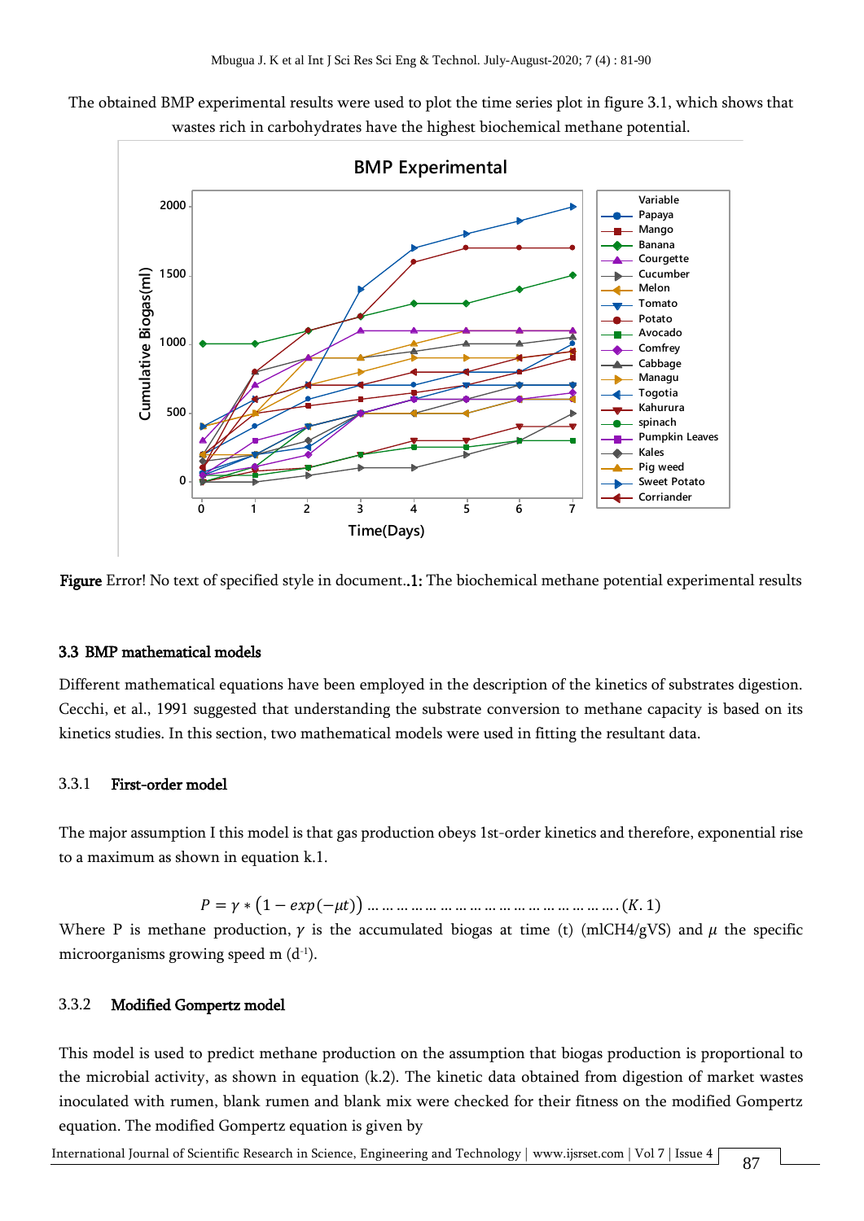The obtained BMP experimental results were used to plot the time series plot in figure 3.1, which shows that wastes rich in carbohydrates have the highest biochemical methane potential.

**Figure** Error! No text of specified style in document.**.1:** The biochemical methane potential experimental results

## 3.3 BMP mathematical models

Different mathematical equations have been employed in the description of the kinetics of substrates digestion. Cecchi, et al., 1991 suggested that understanding the substrate conversion to methane capacity is based on its kinetics studies. In this section, two mathematical models were used in fitting the resultant data.

### 3.3.1 First-order model

The major assumption I this model is that gas production obeys 1st-order kinetics and therefore, exponential rise to a maximum as shown in equation k.1.

$$P = \gamma * (1 - exp(-\mu t)) \quad \ldots\ldots\ldots\ldots\ldots\ldots\ldots\ldots\ldots\ldots\ldots\ldots\ldots\ldots\ldots. (K.1)$$

Where P is methane production, $\gamma$ is the accumulated biogas at time (t) (mlCH4/gVS) and $\mu$ the specific microorganisms growing speed m ($d^{-1}$).

### 3.3.2 Modified Gompertz model

This model is used to predict methane production on the assumption that biogas production is proportional to the microbial activity, as shown in equation (k.2). The kinetic data obtained from digestion of market wastes inoculated with rumen, blank rumen and blank mix were checked for their fitness on the modified Gompertz equation. The modified Gompertz equation is given by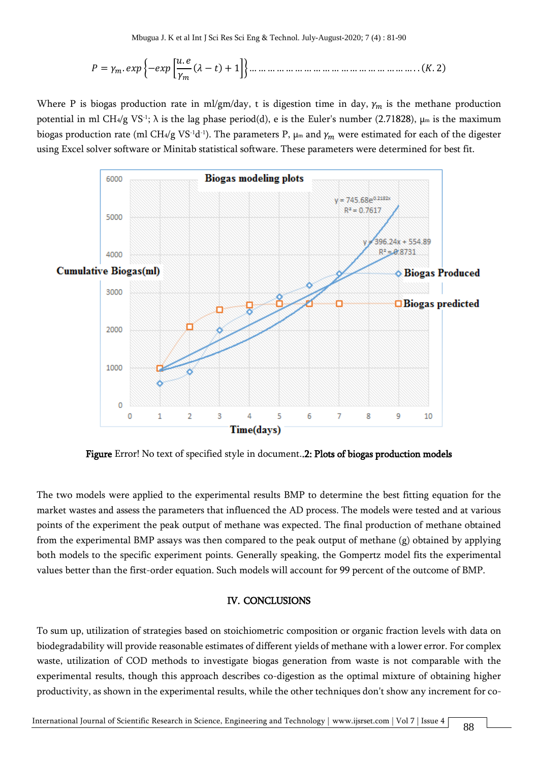$$P = \gamma_m . exp\left\{-exp\left[\frac{u.e}{\gamma_m}(\lambda - t) + 1\right]\right\} \ldots\ldots\ldots\ldots\ldots\ldots\ldots\ldots\ldots\ldots\ldots\ldots\ldots\ldots\ldots\ldots\ldots\ldots . .(K.2)$$

Where P is biogas production rate in ml/gm/day, t is digestion time in day, $\gamma_m$ is the methane production potential in ml $CH_4$/g $VS^{-1}$; λ is the lag phase period(d), e is the Euler's number (2.71828), $\mu_m$ is the maximum biogas production rate (ml $CH_4$/g $VS^{-1}d^{-1}$). The parameters P, $\mu_m$ and $\gamma_m$ were estimated for each of the digester using Excel solver software or Minitab statistical software. These parameters were determined for best fit.

Figure Error! No text of specified style in document..**2: Plots of biogas production models**

The two models were applied to the experimental results BMP to determine the best fitting equation for the market wastes and assess the parameters that influenced the AD process. The models were tested and at various points of the experiment the peak output of methane was expected. The final production of methane obtained from the experimental BMP assays was then compared to the peak output of methane (g) obtained by applying both models to the specific experiment points. Generally speaking, the Gompertz model fits the experimental values better than the first-order equation. Such models will account for 99 percent of the outcome of BMP.

## IV. CONCLUSIONS

To sum up, utilization of strategies based on stoichiometric composition or organic fraction levels with data on biodegradability will provide reasonable estimates of different yields of methane with a lower error. For complex waste, utilization of COD methods to investigate biogas generation from waste is not comparable with the experimental results, though this approach describes co-digestion as the optimal mixture of obtaining higher productivity, as shown in the experimental results, while the other techniques don't show any increment for co-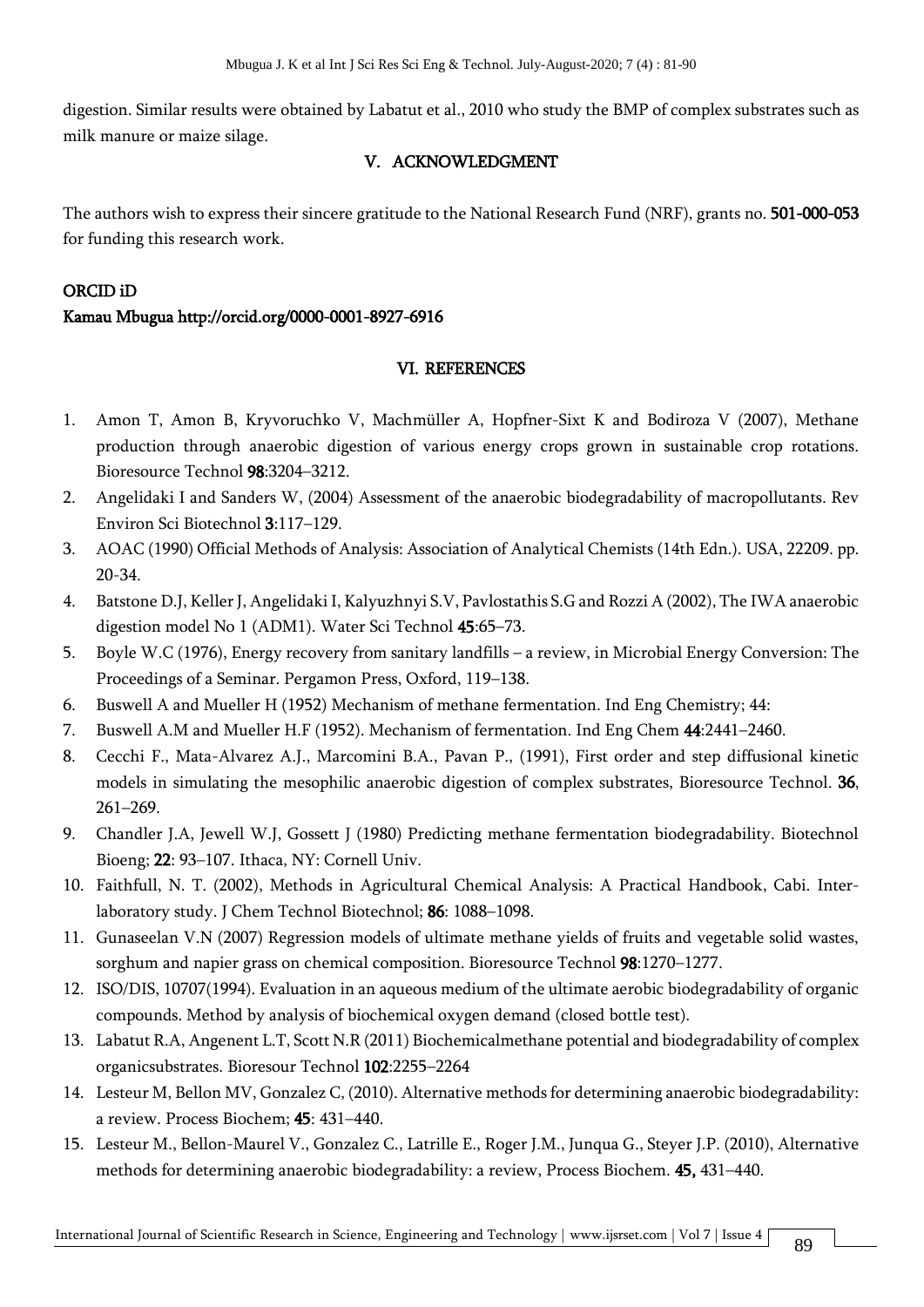digestion. Similar results were obtained by Labatut et al., 2010 who study the BMP of complex substrates such as milk manure or maize silage.

## V. ACKNOWLEDGMENT

The authors wish to express their sincere gratitude to the National Research Fund (NRF), grants no. **501-000-053** for funding this research work.

**ORCID iD**

**Kamau Mbugua http://orcid.org/0000-0001-8927-6916**

## VI. REFERENCES

1. Amon T, Amon B, Kryvoruchko V, Machmüller A, Hopfner-Sixt K and Bodiroza V (2007), Methane production through anaerobic digestion of various energy crops grown in sustainable crop rotations. Bioresource Technol **98**:3204–3212.
2. Angelidaki I and Sanders W, (2004) Assessment of the anaerobic biodegradability of macropollutants. Rev Environ Sci Biotechnol **3**:117–129.
3. AOAC (1990) Official Methods of Analysis: Association of Analytical Chemists (14th Edn.). USA, 22209. pp. 20-34.
4. Batstone D.J, Keller J, Angelidaki I, Kalyuzhnyi S.V, Pavlostathis S.G and Rozzi A (2002), The IWA anaerobic digestion model No 1 (ADM1). Water Sci Technol **45**:65–73.
5. Boyle W.C (1976), Energy recovery from sanitary landfills – a review, in Microbial Energy Conversion: The Proceedings of a Seminar. Pergamon Press, Oxford, 119–138.
6. Buswell A and Mueller H (1952) Mechanism of methane fermentation. Ind Eng Chemistry; 44:
7. Buswell A.M and Mueller H.F (1952). Mechanism of fermentation. Ind Eng Chem **44**:2441–2460.
8. Cecchi F., Mata-Alvarez A.J., Marcomini B.A., Pavan P., (1991), First order and step diffusional kinetic models in simulating the mesophilic anaerobic digestion of complex substrates, Bioresource Technol. **36**, 261–269.
9. Chandler J.A, Jewell W.J, Gossett J (1980) Predicting methane fermentation biodegradability. Biotechnol Bioeng; **22**: 93–107. Ithaca, NY: Cornell Univ.
10. Faithfull, N. T. (2002), Methods in Agricultural Chemical Analysis: A Practical Handbook, Cabi. Inter-laboratory study. J Chem Technol Biotechnol; **86**: 1088–1098.
11. Gunaseelan V.N (2007) Regression models of ultimate methane yields of fruits and vegetable solid wastes, sorghum and napier grass on chemical composition. Bioresource Technol **98**:1270–1277.
12. ISO/DIS, 10707(1994). Evaluation in an aqueous medium of the ultimate aerobic biodegradability of organic compounds. Method by analysis of biochemical oxygen demand (closed bottle test).
13. Labatut R.A, Angenent L.T, Scott N.R (2011) Biochemicalmethane potential and biodegradability of complex organicsubstrates. Bioresour Technol **102**:2255–2264
14. Lesteur M, Bellon MV, Gonzalez C, (2010). Alternative methods for determining anaerobic biodegradability: a review. Process Biochem; **45**: 431–440.
15. Lesteur M., Bellon-Maurel V., Gonzalez C., Latrille E., Roger J.M., Junqua G., Steyer J.P. (2010), Alternative methods for determining anaerobic biodegradability: a review, Process Biochem. **45,** 431–440.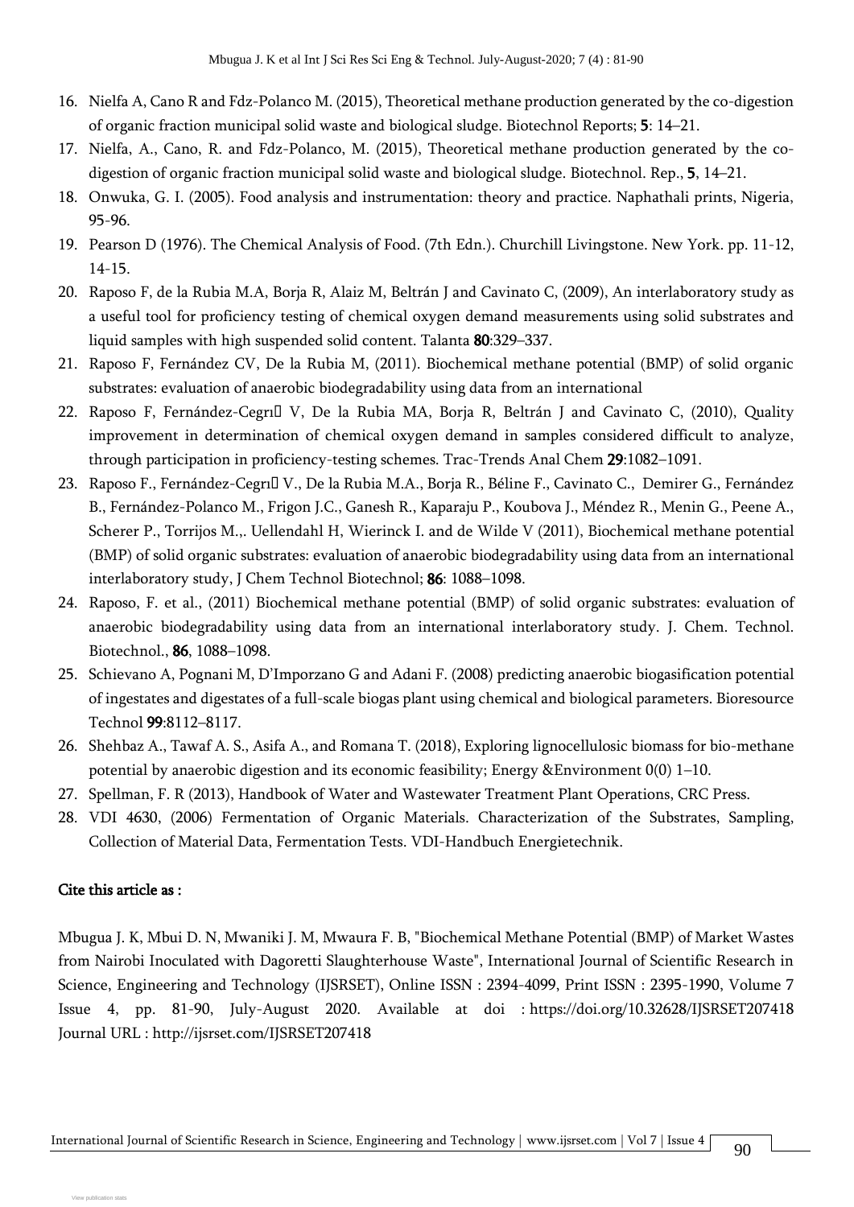16. Nielfa A, Cano R and Fdz-Polanco M. (2015), Theoretical methane production generated by the co-digestion of organic fraction municipal solid waste and biological sludge. Biotechnol Reports; **5**: 14–21.
17. Nielfa, A., Cano, R. and Fdz-Polanco, M. (2015), Theoretical methane production generated by the co-digestion of organic fraction municipal solid waste and biological sludge. Biotechnol. Rep., **5**, 14–21.
18. Onwuka, G. I. (2005). Food analysis and instrumentation: theory and practice. Naphathali prints, Nigeria, 95-96.
19. Pearson D (1976). The Chemical Analysis of Food. (7th Edn.). Churchill Livingstone. New York. pp. 11-12, 14-15.
20. Raposo F, de la Rubia M.A, Borja R, Alaiz M, Beltrán J and Cavinato C, (2009), An interlaboratory study as a useful tool for proficiency testing of chemical oxygen demand measurements using solid substrates and liquid samples with high suspended solid content. Talanta **80**:329–337.
21. Raposo F, Fernández CV, De la Rubia M, (2011). Biochemical methane potential (BMP) of solid organic substrates: evaluation of anaerobic biodegradability using data from an international
22. Raposo F, Fernández-Cegrı V, De la Rubia MA, Borja R, Beltrán J and Cavinato C, (2010), Quality improvement in determination of chemical oxygen demand in samples considered difficult to analyze, through participation in proficiency-testing schemes. Trac-Trends Anal Chem **29**:1082–1091.
23. Raposo F., Fernández-Cegrı V., De la Rubia M.A., Borja R., Béline F., Cavinato C., Demirer G., Fernández B., Fernández-Polanco M., Frigon J.C., Ganesh R., Kaparaju P., Koubova J., Méndez R., Menin G., Peene A., Scherer P., Torrijos M.,. Uellendahl H, Wierinck I. and de Wilde V (2011), Biochemical methane potential (BMP) of solid organic substrates: evaluation of anaerobic biodegradability using data from an international interlaboratory study, J Chem Technol Biotechnol; **86**: 1088–1098.
24. Raposo, F. et al., (2011) Biochemical methane potential (BMP) of solid organic substrates: evaluation of anaerobic biodegradability using data from an international interlaboratory study. J. Chem. Technol. Biotechnol., **86**, 1088–1098.
25. Schievano A, Pognani M, D'Imporzano G and Adani F. (2008) predicting anaerobic biogasification potential of ingestates and digestates of a full-scale biogas plant using chemical and biological parameters. Bioresource Technol **99**:8112–8117.
26. Shehbaz A., Tawaf A. S., Asifa A., and Romana T. (2018), Exploring lignocellulosic biomass for bio-methane potential by anaerobic digestion and its economic feasibility; Energy &Environment 0(0) 1–10.
27. Spellman, F. R (2013), Handbook of Water and Wastewater Treatment Plant Operations, CRC Press.
28. VDI 4630, (2006) Fermentation of Organic Materials. Characterization of the Substrates, Sampling, Collection of Material Data, Fermentation Tests. VDI-Handbuch Energietechnik.

**Cite this article as :**

Mbugua J. K, Mbui D. N, Mwaniki J. M, Mwaura F. B, "Biochemical Methane Potential (BMP) of Market Wastes from Nairobi Inoculated with Dagoretti Slaughterhouse Waste", International Journal of Scientific Research in Science, Engineering and Technology (IJSRSET), Online ISSN : 2394-4099, Print ISSN : 2395-1990, Volume 7 Issue 4, pp. 81-90, July-August 2020. Available at doi : https://doi.org/10.32628/IJSRSET207418
Journal URL : http://ijsrset.com/IJSRSET207418